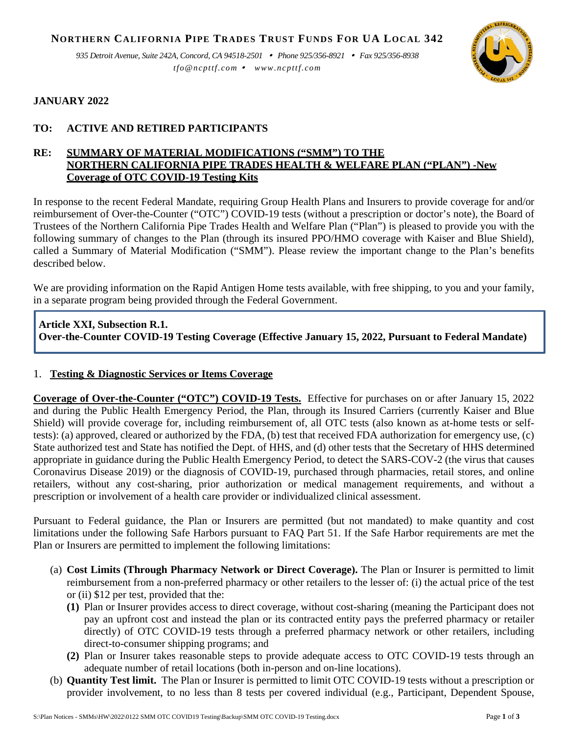**NORTHERN CALIFORNIA PIPE TRADES TRUST FUNDS FOR UA LOCAL 342**

*935 Detroit Avenue, Suite 242A, Concord, CA 94518-2501 • Phone 925/356-8921 • Fax 925/356-8938*
*tfo@ncpttf.com • www.ncpttf.com*

**JANUARY 2022**

**TO: ACTIVE AND RETIRED PARTICIPANTS**

**RE: <u>SUMMARY OF MATERIAL MODIFICATIONS ("SMM") TO THE NORTHERN CALIFORNIA PIPE TRADES HEALTH & WELFARE PLAN ("PLAN") -New Coverage of OTC COVID-19 Testing Kits</u>**

In response to the recent Federal Mandate, requiring Group Health Plans and Insurers to provide coverage for and/or reimbursement of Over-the-Counter ("OTC") COVID-19 tests (without a prescription or doctor's note), the Board of Trustees of the Northern California Pipe Trades Health and Welfare Plan ("Plan") is pleased to provide you with the following summary of changes to the Plan (through its insured PPO/HMO coverage with Kaiser and Blue Shield), called a Summary of Material Modification ("SMM"). Please review the important change to the Plan's benefits described below.

We are providing information on the Rapid Antigen Home tests available, with free shipping, to you and your family, in a separate program being provided through the Federal Government.

**Article XXI, Subsection R.1.**
**Over-the-Counter COVID-19 Testing Coverage (Effective January 15, 2022, Pursuant to Federal Mandate)**

1. **<u>Testing & Diagnostic Services or Items Coverage</u>**

**<u>Coverage of Over-the-Counter ("OTC") COVID-19 Tests.</u>** Effective for purchases on or after January 15, 2022 and during the Public Health Emergency Period, the Plan, through its Insured Carriers (currently Kaiser and Blue Shield) will provide coverage for, including reimbursement of, all OTC tests (also known as at-home tests or self-tests): (a) approved, cleared or authorized by the FDA, (b) test that received FDA authorization for emergency use, (c) State authorized test and State has notified the Dept. of HHS, and (d) other tests that the Secretary of HHS determined appropriate in guidance during the Public Health Emergency Period, to detect the SARS-COV-2 (the virus that causes Coronavirus Disease 2019) or the diagnosis of COVID-19, purchased through pharmacies, retail stores, and online retailers, without any cost-sharing, prior authorization or medical management requirements, and without a prescription or involvement of a health care provider or individualized clinical assessment.

Pursuant to Federal guidance, the Plan or Insurers are permitted (but not mandated) to make quantity and cost limitations under the following Safe Harbors pursuant to FAQ Part 51. If the Safe Harbor requirements are met the Plan or Insurers are permitted to implement the following limitations:

(a) **Cost Limits (Through Pharmacy Network or Direct Coverage).** The Plan or Insurer is permitted to limit reimbursement from a non-preferred pharmacy or other retailers to the lesser of: (i) the actual price of the test or (ii) $12 per test, provided that the:
 - **(1)** Plan or Insurer provides access to direct coverage, without cost-sharing (meaning the Participant does not pay an upfront cost and instead the plan or its contracted entity pays the preferred pharmacy or retailer directly) of OTC COVID-19 tests through a preferred pharmacy network or other retailers, including direct-to-consumer shipping programs; and
 - **(2)** Plan or Insurer takes reasonable steps to provide adequate access to OTC COVID-19 tests through an adequate number of retail locations (both in-person and on-line locations).

(b) **Quantity Test limit.** The Plan or Insurer is permitted to limit OTC COVID-19 tests without a prescription or provider involvement, to no less than 8 tests per covered individual (e.g., Participant, Dependent Spouse,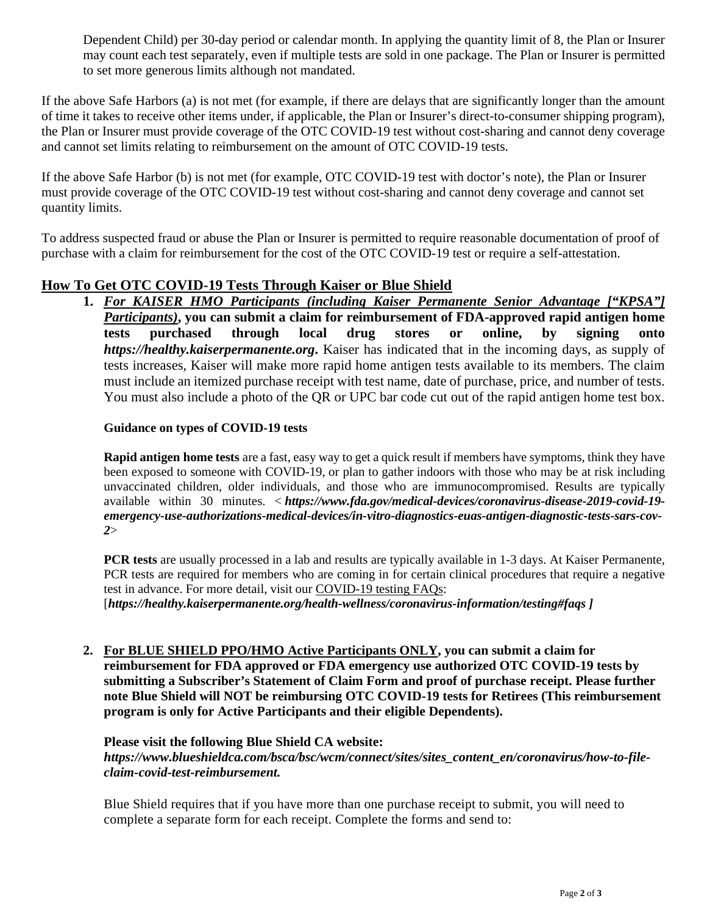Dependent Child) per 30-day period or calendar month. In applying the quantity limit of 8, the Plan or Insurer may count each test separately, even if multiple tests are sold in one package. The Plan or Insurer is permitted to set more generous limits although not mandated.

If the above Safe Harbors (a) is not met (for example, if there are delays that are significantly longer than the amount of time it takes to receive other items under, if applicable, the Plan or Insurer's direct-to-consumer shipping program), the Plan or Insurer must provide coverage of the OTC COVID-19 test without cost-sharing and cannot deny coverage and cannot set limits relating to reimbursement on the amount of OTC COVID-19 tests.

If the above Safe Harbor (b) is not met (for example, OTC COVID-19 test with doctor's note), the Plan or Insurer must provide coverage of the OTC COVID-19 test without cost-sharing and cannot deny coverage and cannot set quantity limits.

To address suspected fraud or abuse the Plan or Insurer is permitted to require reasonable documentation of proof of purchase with a claim for reimbursement for the cost of the OTC COVID-19 test or require a self-attestation.

## How To Get OTC COVID-19 Tests Through Kaiser or Blue Shield

1. ***For KAISER HMO Participants (including Kaiser Permanente Senior Advantage ["KPSA"] Participants)*, you can submit a claim for reimbursement of FDA-approved rapid antigen home tests purchased through local drug stores or online, by signing onto *https://healthy.kaiserpermanente.org*.** Kaiser has indicated that in the incoming days, as supply of tests increases, Kaiser will make more rapid home antigen tests available to its members. The claim must include an itemized purchase receipt with test name, date of purchase, price, and number of tests. You must also include a photo of the QR or UPC bar code cut out of the rapid antigen home test box.

   **Guidance on types of COVID-19 tests**

   **Rapid antigen home tests** are a fast, easy way to get a quick result if members have symptoms, think they have been exposed to someone with COVID-19, or plan to gather indoors with those who may be at risk including unvaccinated children, older individuals, and those who are immunocompromised. Results are typically available within 30 minutes. < ***https://www.fda.gov/medical-devices/coronavirus-disease-2019-covid-19-emergency-use-authorizations-medical-devices/in-vitro-diagnostics-euas-antigen-diagnostic-tests-sars-cov-2***>

   **PCR tests** are usually processed in a lab and results are typically available in 1-3 days. At Kaiser Permanente, PCR tests are required for members who are coming in for certain clinical procedures that require a negative test in advance. For more detail, visit our COVID-19 testing FAQs: [***https://healthy.kaiserpermanente.org/health-wellness/coronavirus-information/testing#faqs ]***

2. **For BLUE SHIELD PPO/HMO Active Participants ONLY, you can submit a claim for reimbursement for FDA approved or FDA emergency use authorized OTC COVID-19 tests by submitting a Subscriber's Statement of Claim Form and proof of purchase receipt. Please further note Blue Shield will NOT be reimbursing OTC COVID-19 tests for Retirees (This reimbursement program is only for Active Participants and their eligible Dependents).**

   **Please visit the following Blue Shield CA website:**
   ***https://www.blueshieldca.com/bsca/bsc/wcm/connect/sites/sites_content_en/coronavirus/how-to-file-claim-covid-test-reimbursement.***

   Blue Shield requires that if you have more than one purchase receipt to submit, you will need to complete a separate form for each receipt. Complete the forms and send to: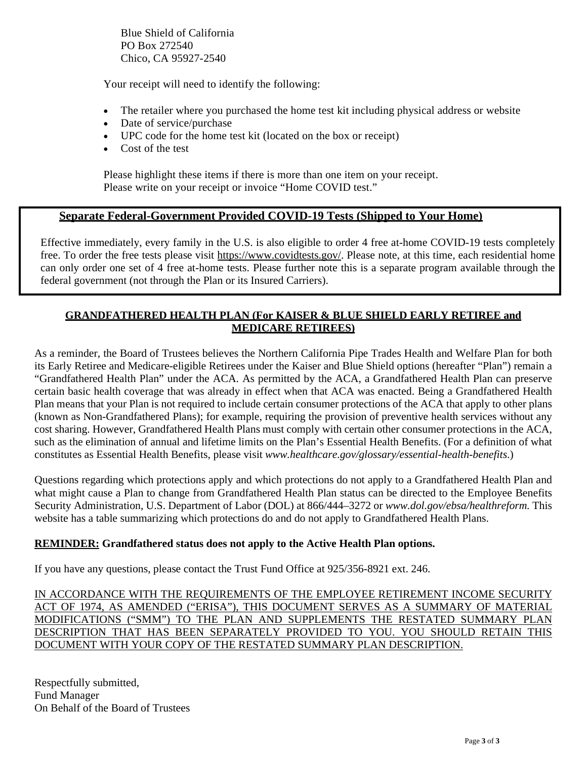Blue Shield of California
PO Box 272540
Chico, CA 95927-2540

Your receipt will need to identify the following:

- The retailer where you purchased the home test kit including physical address or website
- Date of service/purchase
- UPC code for the home test kit (located on the box or receipt)
- Cost of the test

Please highlight these items if there is more than one item on your receipt.
Please write on your receipt or invoice "Home COVID test."

**Separate Federal-Government Provided COVID-19 Tests (Shipped to Your Home)**

Effective immediately, every family in the U.S. is also eligible to order 4 free at-home COVID-19 tests completely free. To order the free tests please visit https://www.covidtests.gov/. Please note, at this time, each residential home can only order one set of 4 free at-home tests. Please further note this is a separate program available through the federal government (not through the Plan or its Insured Carriers).

**GRANDFATHERED HEALTH PLAN (For KAISER & BLUE SHIELD EARLY RETIREE and MEDICARE RETIREES)**

As a reminder, the Board of Trustees believes the Northern California Pipe Trades Health and Welfare Plan for both its Early Retiree and Medicare-eligible Retirees under the Kaiser and Blue Shield options (hereafter "Plan") remain a "Grandfathered Health Plan" under the ACA. As permitted by the ACA, a Grandfathered Health Plan can preserve certain basic health coverage that was already in effect when that ACA was enacted. Being a Grandfathered Health Plan means that your Plan is not required to include certain consumer protections of the ACA that apply to other plans (known as Non-Grandfathered Plans); for example, requiring the provision of preventive health services without any cost sharing. However, Grandfathered Health Plans must comply with certain other consumer protections in the ACA, such as the elimination of annual and lifetime limits on the Plan's Essential Health Benefits. (For a definition of what constitutes as Essential Health Benefits, please visit *www.healthcare.gov/glossary/essential-health-benefits*.)

Questions regarding which protections apply and which protections do not apply to a Grandfathered Health Plan and what might cause a Plan to change from Grandfathered Health Plan status can be directed to the Employee Benefits Security Administration, U.S. Department of Labor (DOL) at 866/444–3272 or *www.dol.gov/ebsa/healthreform.* This website has a table summarizing which protections do and do not apply to Grandfathered Health Plans.

**REMINDER: Grandfathered status does not apply to the Active Health Plan options.**

If you have any questions, please contact the Trust Fund Office at 925/356-8921 ext. 246.

IN ACCORDANCE WITH THE REQUIREMENTS OF THE EMPLOYEE RETIREMENT INCOME SECURITY ACT OF 1974, AS AMENDED ("ERISA"), THIS DOCUMENT SERVES AS A SUMMARY OF MATERIAL MODIFICATIONS ("SMM") TO THE PLAN AND SUPPLEMENTS THE RESTATED SUMMARY PLAN DESCRIPTION THAT HAS BEEN SEPARATELY PROVIDED TO YOU. YOU SHOULD RETAIN THIS DOCUMENT WITH YOUR COPY OF THE RESTATED SUMMARY PLAN DESCRIPTION.

Respectfully submitted,
Fund Manager
On Behalf of the Board of Trustees